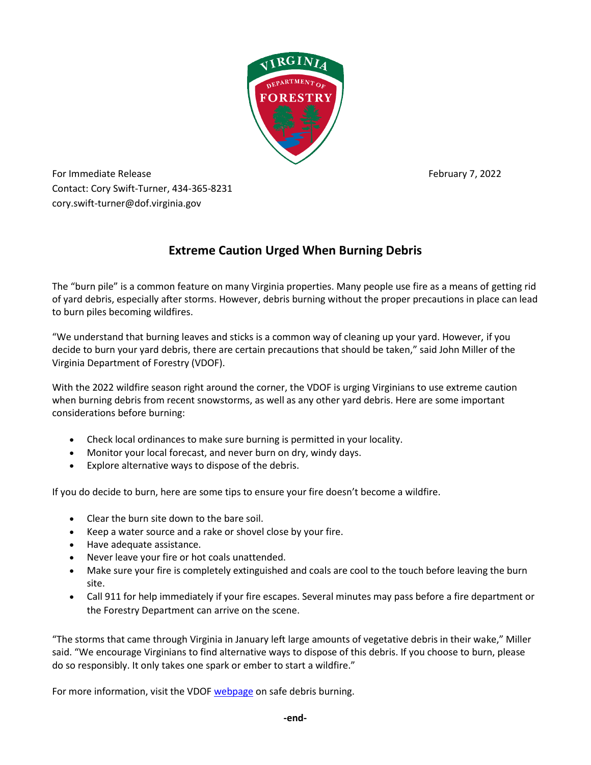For Immediate Release

February 7, 2022

Contact: Cory Swift-Turner, 434-365-8231
cory.swift-turner@dof.virginia.gov

## Extreme Caution Urged When Burning Debris

The "burn pile" is a common feature on many Virginia properties. Many people use fire as a means of getting rid of yard debris, especially after storms. However, debris burning without the proper precautions in place can lead to burn piles becoming wildfires.

"We understand that burning leaves and sticks is a common way of cleaning up your yard. However, if you decide to burn your yard debris, there are certain precautions that should be taken," said John Miller of the Virginia Department of Forestry (VDOF).

With the 2022 wildfire season right around the corner, the VDOF is urging Virginians to use extreme caution when burning debris from recent snowstorms, as well as any other yard debris. Here are some important considerations before burning:

- Check local ordinances to make sure burning is permitted in your locality.
- Monitor your local forecast, and never burn on dry, windy days.
- Explore alternative ways to dispose of the debris.

If you do decide to burn, here are some tips to ensure your fire doesn't become a wildfire.

- Clear the burn site down to the bare soil.
- Keep a water source and a rake or shovel close by your fire.
- Have adequate assistance.
- Never leave your fire or hot coals unattended.
- Make sure your fire is completely extinguished and coals are cool to the touch before leaving the burn site.
- Call 911 for help immediately if your fire escapes. Several minutes may pass before a fire department or the Forestry Department can arrive on the scene.

"The storms that came through Virginia in January left large amounts of vegetative debris in their wake," Miller said. "We encourage Virginians to find alternative ways to dispose of this debris. If you choose to burn, please do so responsibly. It only takes one spark or ember to start a wildfire."

For more information, visit the VDOF webpage on safe debris burning.

**-end-**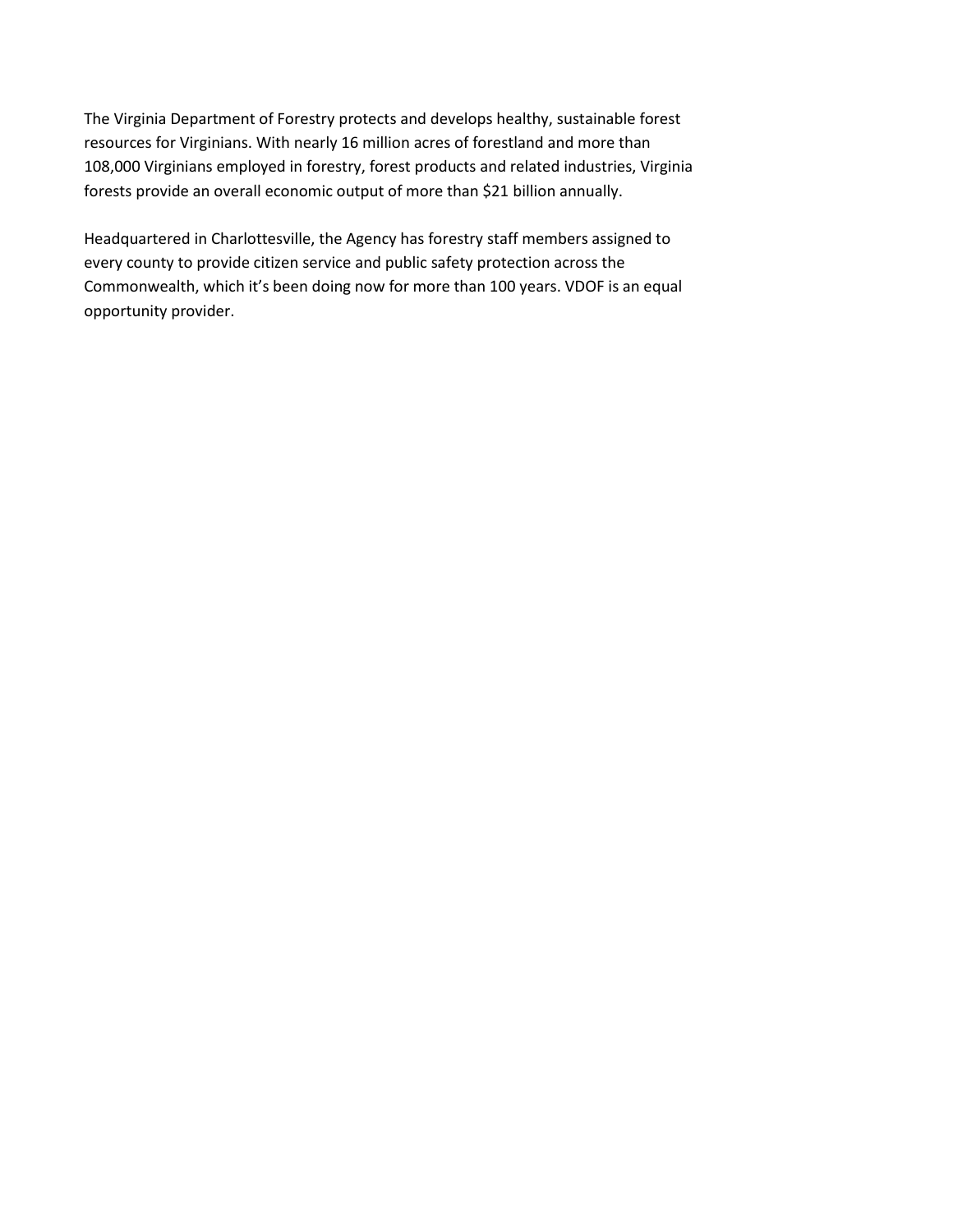The Virginia Department of Forestry protects and develops healthy, sustainable forest resources for Virginians. With nearly 16 million acres of forestland and more than 108,000 Virginians employed in forestry, forest products and related industries, Virginia forests provide an overall economic output of more than $21 billion annually.

Headquartered in Charlottesville, the Agency has forestry staff members assigned to every county to provide citizen service and public safety protection across the Commonwealth, which it's been doing now for more than 100 years. VDOF is an equal opportunity provider.